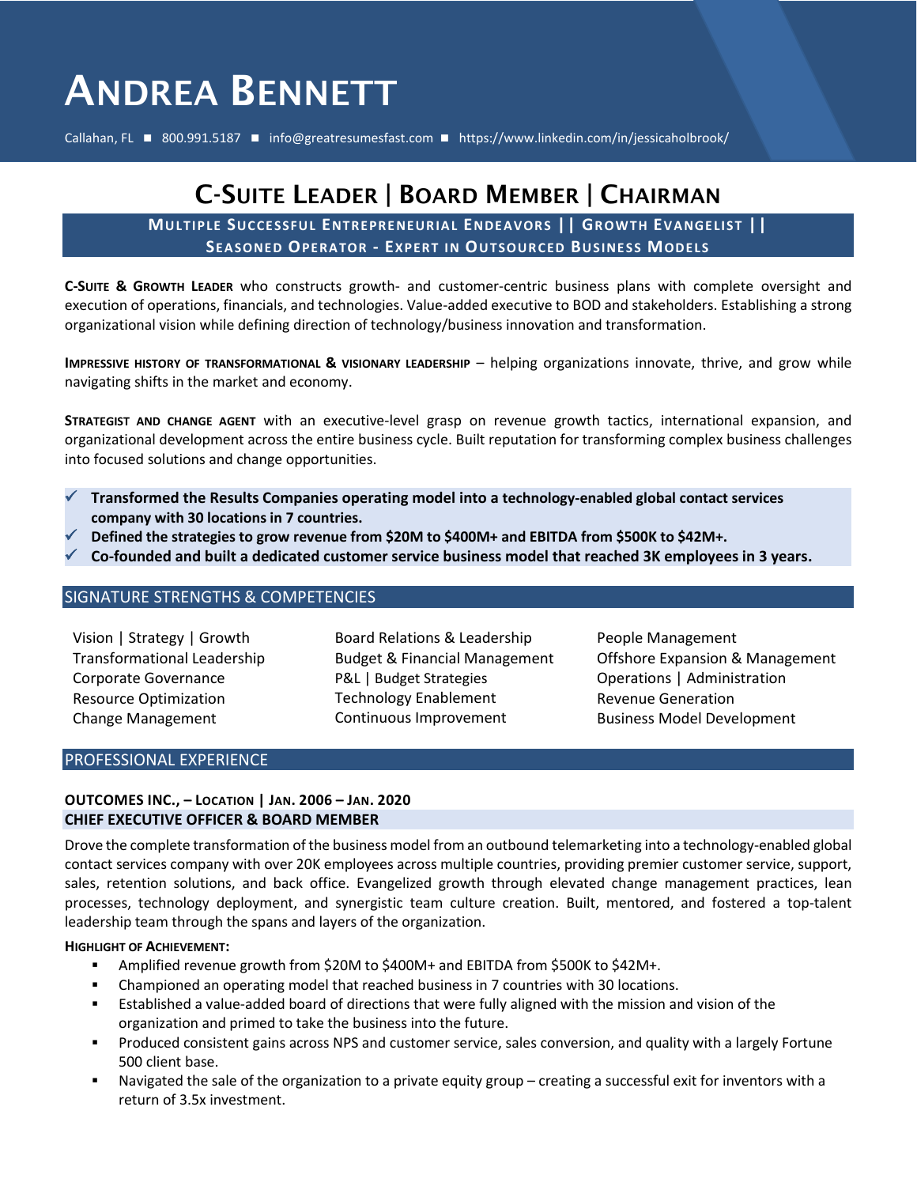# ANDREA BENNETT

Callahan, FL ■ 800.991.5187 ■ info@greatresumesfast.com ■ https://www.linkedin.com/in/jessicaholbrook/

## C-SUITE LEADER | BOARD MEMBER | CHAIRMAN

**MULTIPLE SUCCESSFUL ENTREPRENEURIAL ENDEAVORS || GROWTH EVANGELIST || SEASONED OPERATOR - EXPERT IN OUTSOURCED BUSINESS MODELS**

**C-SUITE & GROWTH LEADER** who constructs growth- and customer-centric business plans with complete oversight and execution of operations, financials, and technologies. Value-added executive to BOD and stakeholders. Establishing a strong organizational vision while defining direction of technology/business innovation and transformation.

**IMPRESSIVE HISTORY OF TRANSFORMATIONAL & VISIONARY LEADERSHIP** – helping organizations innovate, thrive, and grow while navigating shifts in the market and economy.

**STRATEGIST AND CHANGE AGENT** with an executive-level grasp on revenue growth tactics, international expansion, and organizational development across the entire business cycle. Built reputation for transforming complex business challenges into focused solutions and change opportunities.

- ✓ **Transformed the Results Companies operating model into a technology-enabled global contact services company with 30 locations in 7 countries.**
- ✓ **Defined the strategies to grow revenue from $20M to $400M+ and EBITDA from $500K to $42M+.**
- ✓ **Co-founded and built a dedicated customer service business model that reached 3K employees in 3 years.**

## SIGNATURE STRENGTHS & COMPETENCIES

- Vision | Strategy | Growth
- Transformational Leadership
- Corporate Governance
- Resource Optimization
- Change Management
- Board Relations & Leadership
- Budget & Financial Management
- P&L | Budget Strategies
- Technology Enablement
- Continuous Improvement
- People Management
- Offshore Expansion & Management
- Operations | Administration
- Revenue Generation
- Business Model Development

## PROFESSIONAL EXPERIENCE

**OUTCOMES INC., – LOCATION | JAN. 2006 – JAN. 2020**
**CHIEF EXECUTIVE OFFICER & BOARD MEMBER**

Drove the complete transformation of the business model from an outbound telemarketing into a technology-enabled global contact services company with over 20K employees across multiple countries, providing premier customer service, support, sales, retention solutions, and back office. Evangelized growth through elevated change management practices, lean processes, technology deployment, and synergistic team culture creation. Built, mentored, and fostered a top-talent leadership team through the spans and layers of the organization.

**HIGHLIGHT OF ACHIEVEMENT:**

- Amplified revenue growth from $20M to $400M+ and EBITDA from $500K to $42M+.
- Championed an operating model that reached business in 7 countries with 30 locations.
- Established a value-added board of directions that were fully aligned with the mission and vision of the organization and primed to take the business into the future.
- Produced consistent gains across NPS and customer service, sales conversion, and quality with a largely Fortune 500 client base.
- Navigated the sale of the organization to a private equity group – creating a successful exit for inventors with a return of 3.5x investment.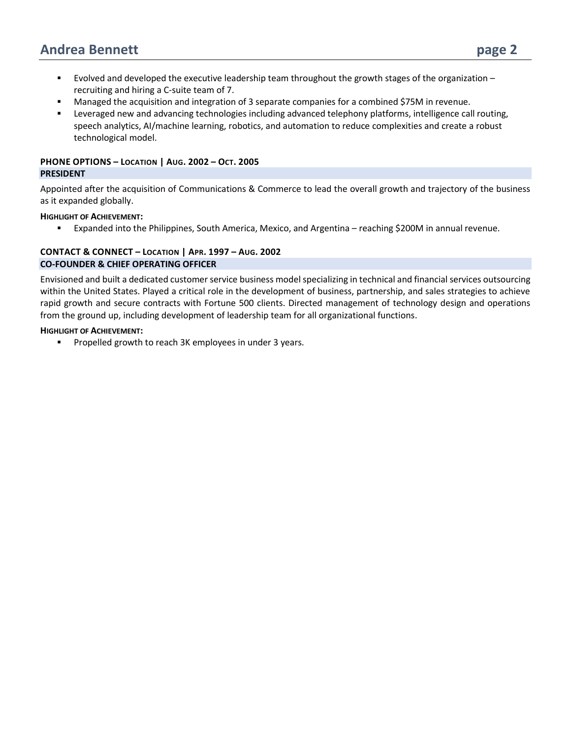- Evolved and developed the executive leadership team throughout the growth stages of the organization – recruiting and hiring a C-suite team of 7.
- Managed the acquisition and integration of 3 separate companies for a combined $75M in revenue.
- Leveraged new and advancing technologies including advanced telephony platforms, intelligence call routing, speech analytics, AI/machine learning, robotics, and automation to reduce complexities and create a robust technological model.

**PHONE OPTIONS – LOCATION | AUG. 2002 – OCT. 2005**

**PRESIDENT**

Appointed after the acquisition of Communications & Commerce to lead the overall growth and trajectory of the business as it expanded globally.

**HIGHLIGHT OF ACHIEVEMENT:**

- Expanded into the Philippines, South America, Mexico, and Argentina – reaching $200M in annual revenue.

**CONTACT & CONNECT – LOCATION | APR. 1997 – AUG. 2002**

**CO-FOUNDER & CHIEF OPERATING OFFICER**

Envisioned and built a dedicated customer service business model specializing in technical and financial services outsourcing within the United States. Played a critical role in the development of business, partnership, and sales strategies to achieve rapid growth and secure contracts with Fortune 500 clients. Directed management of technology design and operations from the ground up, including development of leadership team for all organizational functions.

**HIGHLIGHT OF ACHIEVEMENT:**

- Propelled growth to reach 3K employees in under 3 years.